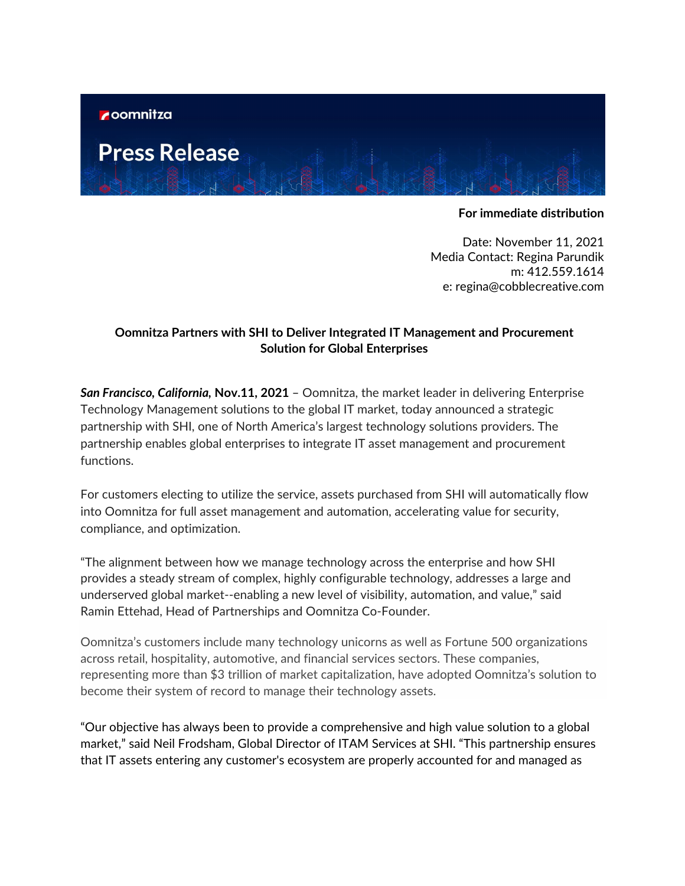oomnitza

# Press Release

**For immediate distribution**

Date: November 11, 2021
Media Contact: Regina Parundik
m: 412.559.1614
e: regina@cobblecreative.com

**Oomnitza Partners with SHI to Deliver Integrated IT Management and Procurement Solution for Global Enterprises**

***San Francisco, California,* Nov.11, 2021** – Oomnitza, the market leader in delivering Enterprise Technology Management solutions to the global IT market, today announced a strategic partnership with SHI, one of North America's largest technology solutions providers. The partnership enables global enterprises to integrate IT asset management and procurement functions.

For customers electing to utilize the service, assets purchased from SHI will automatically flow into Oomnitza for full asset management and automation, accelerating value for security, compliance, and optimization.

"The alignment between how we manage technology across the enterprise and how SHI provides a steady stream of complex, highly configurable technology, addresses a large and underserved global market--enabling a new level of visibility, automation, and value," said Ramin Ettehad, Head of Partnerships and Oomnitza Co-Founder.

Oomnitza's customers include many technology unicorns as well as Fortune 500 organizations across retail, hospitality, automotive, and financial services sectors. These companies, representing more than $3 trillion of market capitalization, have adopted Oomnitza's solution to become their system of record to manage their technology assets.

"Our objective has always been to provide a comprehensive and high value solution to a global market," said Neil Frodsham, Global Director of ITAM Services at SHI. "This partnership ensures that IT assets entering any customer's ecosystem are properly accounted for and managed as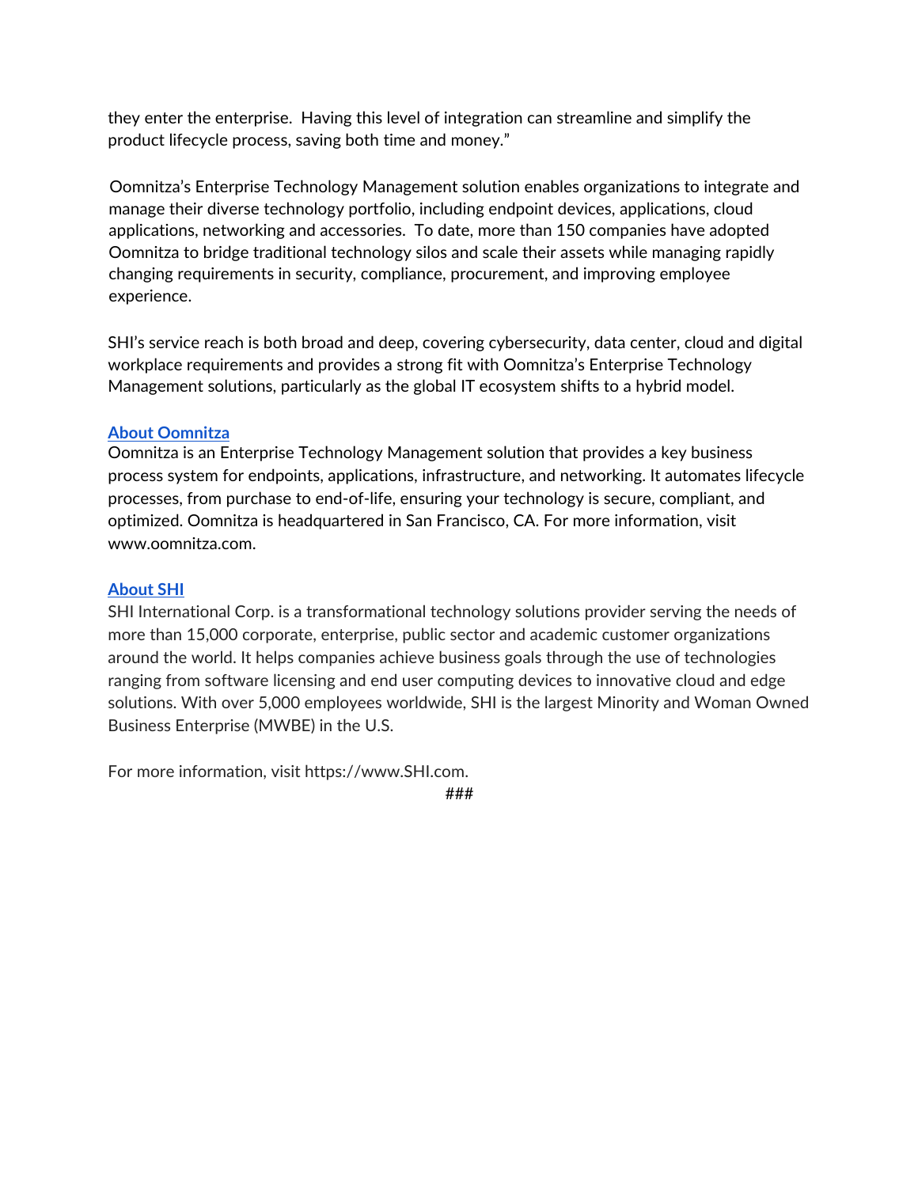they enter the enterprise. Having this level of integration can streamline and simplify the product lifecycle process, saving both time and money."

Oomnitza's Enterprise Technology Management solution enables organizations to integrate and manage their diverse technology portfolio, including endpoint devices, applications, cloud applications, networking and accessories. To date, more than 150 companies have adopted Oomnitza to bridge traditional technology silos and scale their assets while managing rapidly changing requirements in security, compliance, procurement, and improving employee experience.

SHI's service reach is both broad and deep, covering cybersecurity, data center, cloud and digital workplace requirements and provides a strong fit with Oomnitza's Enterprise Technology Management solutions, particularly as the global IT ecosystem shifts to a hybrid model.

**About Oomnitza**

Oomnitza is an Enterprise Technology Management solution that provides a key business process system for endpoints, applications, infrastructure, and networking. It automates lifecycle processes, from purchase to end-of-life, ensuring your technology is secure, compliant, and optimized. Oomnitza is headquartered in San Francisco, CA. For more information, visit www.oomnitza.com.

**About SHI**

SHI International Corp. is a transformational technology solutions provider serving the needs of more than 15,000 corporate, enterprise, public sector and academic customer organizations around the world. It helps companies achieve business goals through the use of technologies ranging from software licensing and end user computing devices to innovative cloud and edge solutions. With over 5,000 employees worldwide, SHI is the largest Minority and Woman Owned Business Enterprise (MWBE) in the U.S.

For more information, visit https://www.SHI.com.

###